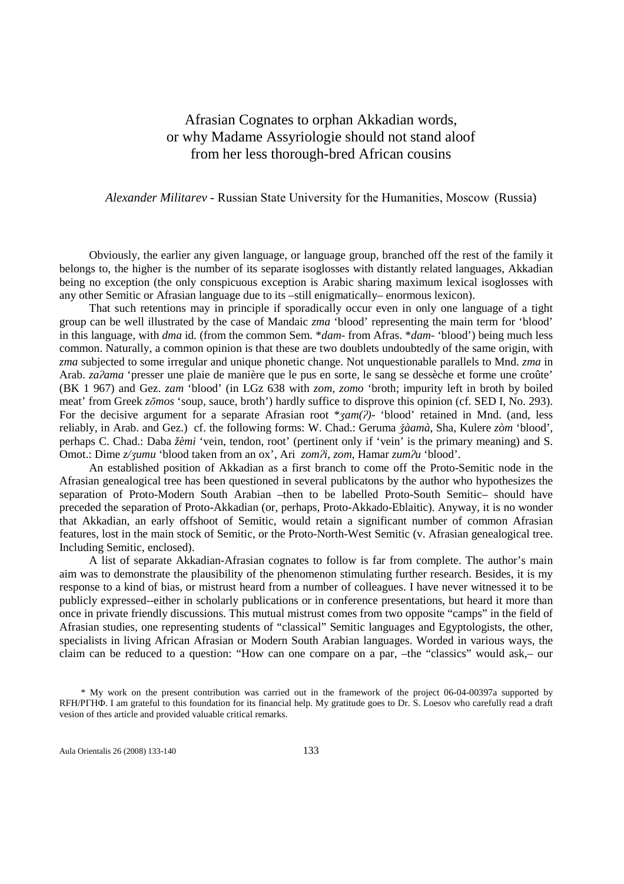# Afrasian Cognates to orphan Akkadian words, or why Madame Assyriologie should not stand aloof from her less thorough-bred African cousins

*Alexander Militarev* - Russian State University for the Humanities, Moscow (Russia)

Obviously, the earlier any given language, or language group, branched off the rest of the family it belongs to, the higher is the number of its separate isoglosses with distantly related languages, Akkadian being no exception (the only conspicuous exception is Arabic sharing maximum lexical isoglosses with any other Semitic or Afrasian language due to its –still enigmatically– enormous lexicon).

That such retentions may in principle if sporadically occur even in only one language of a tight group can be well illustrated by the case of Mandaic *zma* 'blood' representing the main term for 'blood' in this language, with *dma* id. (from the common Sem. \**dam-* from Afras. \**dam-* 'blood') being much less common. Naturally, a common opinion is that these are two doublets undoubtedly of the same origin, with *zma* subjected to some irregular and unique phonetic change. Not unquestionable parallels to Mnd. *zma* in Arab. *zaʔama* 'presser une plaie de manière que le pus en sorte, le sang se dessèche et forme une croûte' (BK 1 967) and Gez. *zam* 'blood' (in LGz 638 with *zom, zomo* 'broth; impurity left in broth by boiled meat' from Greek *zōmos* ('soup, sauce, broth') hardly suffice to disprove this opinion (cf. SED I, No. 293). For the decisive argument for a separate Afrasian root \**ʒam(ʔ)-* 'blood' retained in Mnd. (and, less reliably, in Arab. and Gez.) cf. the following forms: W. Chad.: Geruma *ǯàamà*, Sha, Kulere *zòm* 'blood', perhaps C. Chad.: Daba *žèmi* 'vein, tendon, root' (pertinent only if 'vein' is the primary meaning) and S. Omot.: Dime *z/ʒumu* 'blood taken from an ox', Ari *zomʔi, zom*, Hamar *zumʔu* 'blood'.

An established position of Akkadian as a first branch to come off the Proto-Semitic node in the Afrasian genealogical tree has been questioned in several publicatons by the author who hypothesizes the separation of Proto-Modern South Arabian –then to be labelled Proto-South Semitic– should have preceded the separation of Proto-Akkadian (or, perhaps, Proto-Akkado-Eblaitic). Anyway, it is no wonder that Akkadian, an early offshoot of Semitic, would retain a significant number of common Afrasian features, lost in the main stock of Semitic, or the Proto-North-West Semitic (v. Afrasian genealogical tree. Including Semitic, enclosed).

A list of separate Akkadian-Afrasian cognates to follow is far from complete. The author's main aim was to demonstrate the plausibility of the phenomenon stimulating further research. Besides, it is my response to a kind of bias, or mistrust heard from a number of colleagues. I have never witnessed it to be publicly expressed--either in scholarly publications or in conference presentations, but heard it more than once in private friendly discussions. This mutual mistrust comes from two opposite "camps" in the field of Afrasian studies, one representing students of "classical" Semitic languages and Egyptologists, the other, specialists in living African Afrasian or Modern South Arabian languages. Worded in various ways, the claim can be reduced to a question: "How can one compare on a par, –the "classics" would ask,– our

\* My work on the present contribution was carried out in the framework of the project 06-04-00397a supported by RFH/РГНФ. I am grateful to this foundation for its financial help. My gratitude goes to Dr. S. Loesov who carefully read a draft vesion of thes article and provided valuable critical remarks.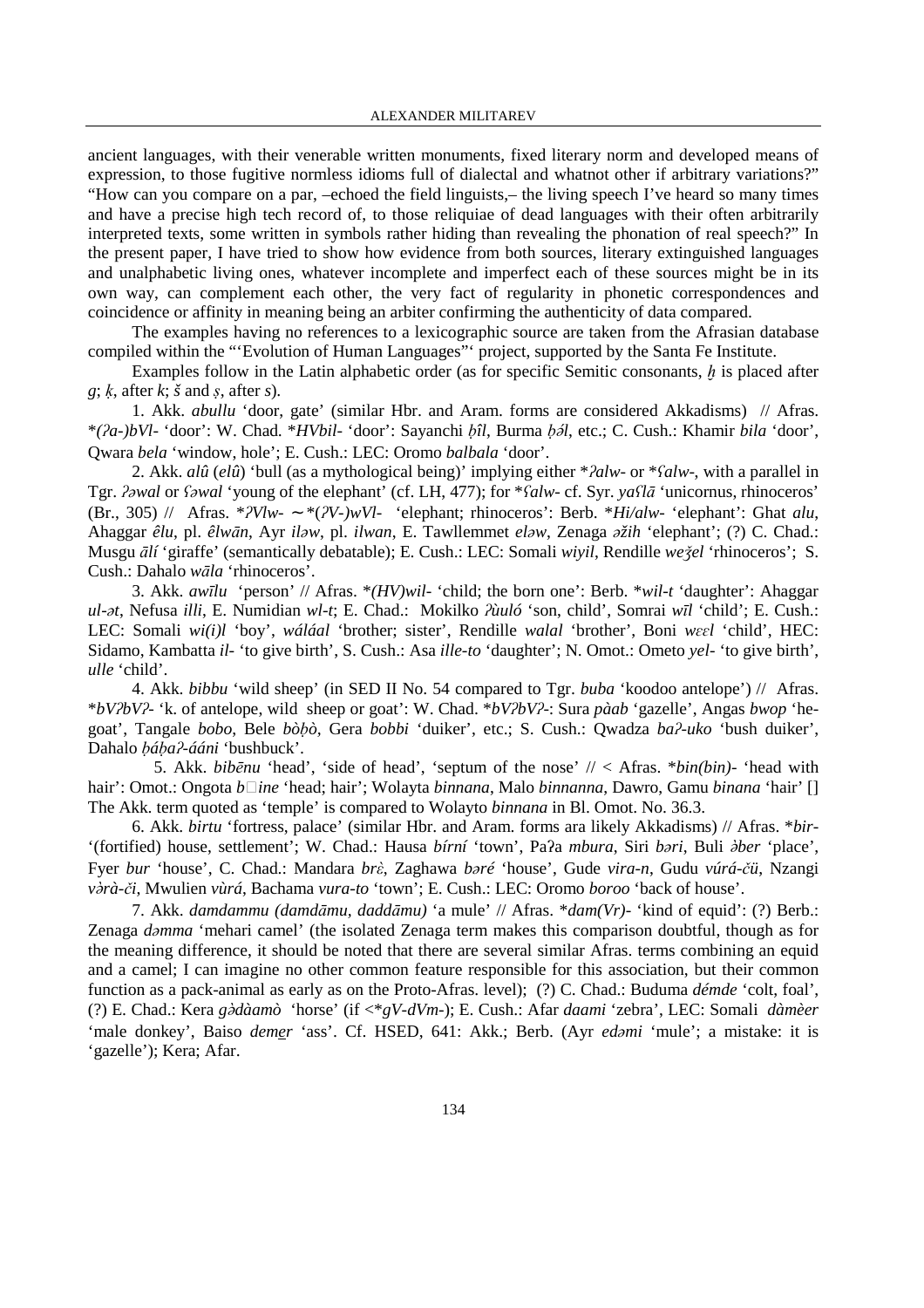ancient languages, with their venerable written monuments, fixed literary norm and developed means of expression, to those fugitive normless idioms full of dialectal and whatnot other if arbitrary variations?" "How can you compare on a par, –echoed the field linguists,– the living speech I've heard so many times and have a precise high tech record of, to those reliquiae of dead languages with their often arbitrarily interpreted texts, some written in symbols rather hiding than revealing the phonation of real speech?" In the present paper, I have tried to show how evidence from both sources, literary extinguished languages and unalphabetic living ones, whatever incomplete and imperfect each of these sources might be in its own way, can complement each other, the very fact of regularity in phonetic correspondences and coincidence or affinity in meaning being an arbiter confirming the authenticity of data compared.

The examples having no references to a lexicographic source are taken from the Afrasian database compiled within the "'Evolution of Human Languages"' project, supported by the Santa Fe Institute.

Examples follow in the Latin alphabetic order (as for specific Semitic consonants, *ḫ* is placed after *g*; *ḳ*, after *k*; *š* and *ṣ*, after *s*).

1. Akk. *abullu* 'door, gate' (similar Hbr. and Aram. forms are considered Akkadisms) // Afras. *\*(ʔa-)bVl-* 'door': W. Chad. *\*HVbil-* 'door': Sayanchi *ḅîl*, Burma *ḅə́l*, etc.; C. Cush.: Khamir *bila* 'door', Qwara *bela* 'window, hole'; E. Cush.: LEC: Oromo *balbala* 'door'.

2. Akk. *alû* (*elû*) 'bull (as a mythological being)' implying either *\*ʔalw-* or *\*ʕalw-*, with a parallel in Tgr. *ʔəwal* or *ʕəwal* 'young of the elephant' (cf. LH, 477); for *\*ʕalw-* cf. Syr. *yaʕlā* 'unicornus, rhinoceros' (Br., 305) // Afras. *\*ʔVlw-* ∼ *\*(ʔV-)wVl-* 'elephant; rhinoceros': Berb. *\*Hi/alw-* 'elephant': Ghat *alu*, Ahaggar *êlu*, pl. *êlwān*, Ayr *iləw*, pl. *ilwan*, E. Tawllemmet *eləw*, Zenaga *əžih* 'elephant'; (?) C. Chad.: Musgu *ālí* 'giraffe' (semantically debatable); E. Cush.: LEC: Somali *wiyil*, Rendille *weǯel* 'rhinoceros'; S. Cush.: Dahalo *wāla* 'rhinoceros'.

3. Akk. *awīlu* 'person' // Afras. *\*(HV)wil-* 'child; the born one': Berb. *\*wil-t* 'daughter': Ahaggar *ul-ət*, Nefusa *illi*, E. Numidian *wl-t*; E. Chad.: Mokilko *ʔùuló* 'son, child', Somrai *wīl* 'child'; E. Cush.: LEC: Somali *wi(i)l* 'boy', *wáláal* 'brother; sister', Rendille *walal* 'brother', Boni *wɛɛl* 'child', HEC: Sidamo, Kambatta *il-* 'to give birth', S. Cush.: Asa *ille-to* 'daughter'; N. Omot.: Ometo *yel-* 'to give birth', *ulle* 'child'.

4. Akk. *bibbu* 'wild sheep' (in SED II No. 54 compared to Tgr. *buba* 'koodoo antelope') // Afras. *\*bVʔbVʔ-* 'k. of antelope, wild sheep or goat': W. Chad. *\*bVʔbVʔ-*: Sura *pàab* 'gazelle', Angas *bwop* 'he-goat', Tangale *bobo*, Bele *bòḅò*, Gera *bobbi* 'duiker', etc.; S. Cush.: Qwadza *baʔ-uko* 'bush duiker', Dahalo *ḅáḅaʔ-ááni* 'bushbuck'.

5. Akk. *bibēnu* 'head', 'side of head', 'septum of the nose' // < Afras. *\*bin(bin)-* 'head with hair': Omot.: Ongota *b□ine* 'head; hair'; Wolayta *binnana*, Malo *binnanna*, Dawro, Gamu *binana* 'hair' [] The Akk. term quoted as 'temple' is compared to Wolayto *binnana* in Bl. Omot. No. 36.3.

6. Akk. *birtu* 'fortress, palace' (similar Hbr. and Aram. forms ara likely Akkadisms) // Afras. *\*bir-* '(fortified) house, settlement'; W. Chad.: Hausa *bírní* 'town', Paʔa *mbura*, Siri *bəri*, Buli *ə̀ber* 'place', Fyer *bur* 'house', C. Chad.: Mandara *brὲ*, Zaghawa *bəré* 'house', Gude *vira-n*, Gudu *vúrá-čü*, Nzangi *və̀rà-či*, Mwulien *vùrá*, Bachama *vura-to* 'town'; E. Cush.: LEC: Oromo *boroo* 'back of house'.

7. Akk. *damdammu (damdāmu, daddāmu)* 'a mule' // Afras. *\*dam(Vr)-* 'kind of equid': (?) Berb.: Zenaga *dəmma* 'mehari camel' (the isolated Zenaga term makes this comparison doubtful, though as for the meaning difference, it should be noted that there are several similar Afras. terms combining an equid and a camel; I can imagine no other common feature responsible for this association, but their common function as a pack-animal as early as on the Proto-Afras. level); (?) C. Chad.: Buduma *démde* 'colt, foal', (?) E. Chad.: Kera *gə̀dàamò* 'horse' (if <*\*gV-dVm-*); E. Cush.: Afar *daami* 'zebra', LEC: Somali *dàmèer* 'male donkey', Baiso *deme̱r* 'ass'. Cf. HSED, 641: Akk.; Berb. (Ayr *edəmi* 'mule'; a mistake: it is 'gazelle'); Kera; Afar.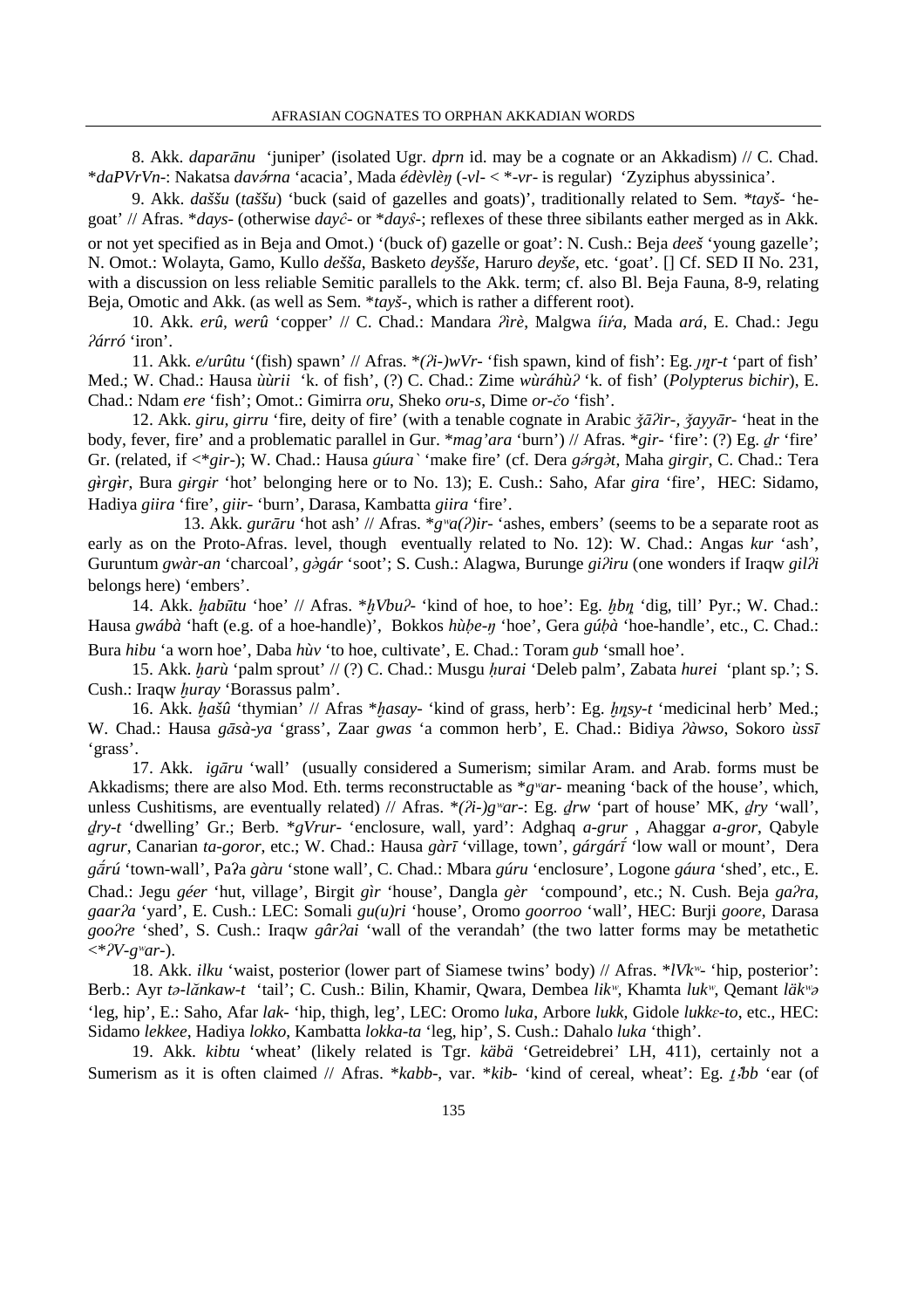8. Akk. *daparānu* 'juniper' (isolated Ugr. *dprn* id. may be a cognate or an Akkadism) // C. Chad. *\*daPVrVn-*: Nakatsa *davə́rna* 'acacia', Mada *édèvlèŋ* (*-vl-* < \**-vr-* is regular) 'Zyziphus abyssinica'.

9. Akk. *daššu* (*taššu*) 'buck (said of gazelles and goats)', traditionally related to Sem. *\*tayš-* 'he-goat' // Afras. \**days-* (otherwise *dayĉ-* or \**dayŝ-*; reflexes of these three sibilants eather merged as in Akk. or not yet specified as in Beja and Omot.) '(buck of) gazelle or goat': N. Cush.: Beja *deeš* 'young gazelle'; N. Omot.: Wolayta, Gamo, Kullo *dešša*, Basketo *deyšše*, Haruro *deyše*, etc. 'goat'. [] Cf. SED II No. 231, with a discussion on less reliable Semitic parallels to the Akk. term; cf. also Bl. Beja Fauna, 8-9, relating Beja, Omotic and Akk. (as well as Sem. \**tayš-*, which is rather a different root).

10. Akk. *erû, werû* 'copper' // C. Chad.: Mandara *ʔirè*, Malgwa *íiŕa*, Mada *ará*, E. Chad.: Jegu *ʔárró* 'iron'.

11. Akk. *e/urûtu* '(fish) spawn' // Afras. *\*(ʔi-)wVr-* 'fish spawn, kind of fish': Eg. *ȝṇr-t* 'part of fish' Med.; W. Chad.: Hausa *ùùrii* 'k. of fish', (?) C. Chad.: Zime *wùráhùʔ* 'k. of fish' (*Polypterus bichir*), E. Chad.: Ndam *ere* 'fish'; Omot.: Gimirra *oru*, Sheko *oru-s*, Dime *or-čo* 'fish'.

12. Akk. *giru, girru* 'fire, deity of fire' (with a tenable cognate in Arabic *ǯāʔir-*, *ǯayyār-* 'heat in the body, fever, fire' and a problematic parallel in Gur. \**mag'ara* 'burn') // Afras. \**gir-* 'fire': (?) Eg. *ḏr* 'fire' Gr. (related, if <\**gir-*); W. Chad.: Hausa *gúura`* 'make fire' (cf. Dera *gə́rgət*, Maha *girgir*, C. Chad.: Tera *gɨrgɨr*, Bura *gɨrgɨr* 'hot' belonging here or to No. 13); E. Cush.: Saho, Afar *gira* 'fire', HEC: Sidamo, Hadiya *giira* 'fire', *giir-* 'burn', Darasa, Kambatta *giira* 'fire'.

13. Akk. *gurāru* 'hot ash' // Afras. \**gʷa(ʔ)ir-* 'ashes, embers' (seems to be a separate root as early as on the Proto-Afras. level, though eventually related to No. 12): W. Chad.: Angas *kur* 'ash', Guruntum *gwàr-an* 'charcoal', *gəgár* 'soot'; S. Cush.: Alagwa, Burunge *giʔiru* (one wonders if Iraqw *gilʔi* belongs here) 'embers'.

14. Akk. *ḫabūtu* 'hoe' // Afras. \**ḫVbuʔ-* 'kind of hoe, to hoe': Eg. *ḥbṇ* 'dig, till' Pyr.; W. Chad.: Hausa *gwábà* 'haft (e.g. of a hoe-handle)', Bokkos *hùḅe-ŋ* 'hoe', Gera *gúḅà* 'hoe-handle', etc., C. Chad.: Bura *hibu* 'a worn hoe', Daba *hùv* 'to hoe, cultivate', E. Chad.: Toram *gub* 'small hoe'.

15. Akk. *ḫarù* 'palm sprout' // (?) C. Chad.: Musgu *ḥurai* 'Deleb palm', Zabata *hurei* 'plant sp.'; S. Cush.: Iraqw *ḫuray* 'Borassus palm'.

16. Akk. *ḫašû* 'thymian' // Afras \**ḫasay-* 'kind of grass, herb': Eg. *ḥṇsy-t* 'medicinal herb' Med.; W. Chad.: Hausa *gāsà-ya* 'grass', Zaar *gwas* 'a common herb', E. Chad.: Bidiya *ʔàwso*, Sokoro *ùssī* 'grass'.

17. Akk. *igāru* 'wall' (usually considered a Sumerism; similar Aram. and Arab. forms must be Akkadisms; there are also Mod. Eth. terms reconstructable as \**gʷar-* meaning 'back of the house', which, unless Cushitisms, are eventually related) // Afras. *\*(ʔi-)gʷar-*: Eg. *ḏrw* 'part of house' MK, *ḏry* 'wall', *ḏry-t* 'dwelling' Gr.; Berb. \**gVrur-* 'enclosure, wall, yard': Adghaq *a-grur* , Ahaggar *a-gror*, Qabyle *agrur*, Canarian *ta-goror*, etc.; W. Chad.: Hausa *gàrī* 'village, town', *gárgárī́* 'low wall or mount', Dera *gǻrú* 'town-wall', Paʔa *gàru* 'stone wall', C. Chad.: Mbara *gúru* 'enclosure', Logone *gáura* 'shed', etc., E. Chad.: Jegu *géer* 'hut, village', Birgit *gìr* 'house', Dangla *gèr* 'compound', etc.; N. Cush. Beja *gaʔra, gaarʔa* 'yard', E. Cush.: LEC: Somali *gu(u)ri* 'house', Oromo *goorroo* 'wall', HEC: Burji *goore*, Darasa *gooʔre* 'shed', S. Cush.: Iraqw *gârʔai* 'wall of the verandah' (the two latter forms may be metathetic <\**ʔV-gʷar-*).

18. Akk. *ilku* 'waist, posterior (lower part of Siamese twins' body) // Afras. \**lVkʷ-* 'hip, posterior': Berb.: Ayr *tə-lănkaw-t* 'tail'; C. Cush.: Bilin, Khamir, Qwara, Dembea *likʷ*, Khamta *lukʷ*, Qemant *läkʷə* 'leg, hip', E.: Saho, Afar *lak-* 'hip, thigh, leg', LEC: Oromo *luka*, Arbore *lukk*, Gidole *lukkɛ-to*, etc., HEC: Sidamo *lekkee*, Hadiya *lokko*, Kambatta *lokka-ta* 'leg, hip', S. Cush.: Dahalo *luka* 'thigh'.

19. Akk. *kibtu* 'wheat' (likely related is Tgr. *käbä* 'Getreidebrei' LH, 411), certainly not a Sumerism as it is often claimed // Afras. \**kabb-*, var. \**kib-* 'kind of cereal, wheat': Eg. *ṯȝbb* 'ear (of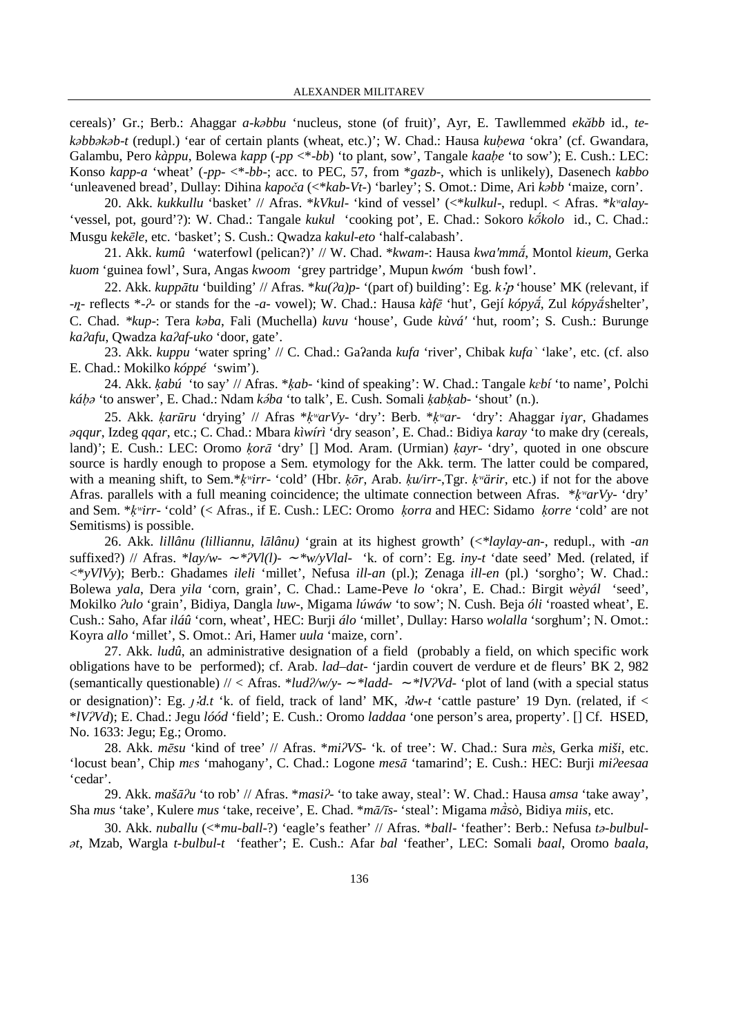cereals)' Gr.; Berb.: Ahaggar *a-kəbbu* 'nucleus, stone (of fruit)', Ayr, E. Tawllemmed *ekăbb* id., *te-kəbbəkəb-t* (redupl.) 'ear of certain plants (wheat, etc.)'; W. Chad.: Hausa *kuḅewa* 'okra' (cf. Gwandara, Galambu, Pero *kàppu*, Bolewa *kapp* (*-pp* <*-*bb*) 'to plant, sow', Tangale *kaaḅe* 'to sow'); E. Cush.: LEC: Konso *kapp-a* 'wheat' (*-pp-* <*-*bb-*; acc. to PEC, 57, from *\*gazb-*, which is unlikely), Dasenech *kabbo* 'unleavened bread', Dullay: Dihina *kapoča* (<*\*kab-Vt-*) 'barley'; S. Omot.: Dime, Ari *kəbb* 'maize, corn'.

20. Akk. *kukkullu* 'basket' // Afras. \**kVkul-* 'kind of vessel' (<\**kulkul-*, redupl. < Afras. \**kʷalay-* 'vessel, pot, gourd'?): W. Chad.: Tangale *kukul* 'cooking pot', E. Chad.: Sokoro *kǒkolo* id., C. Chad.: Musgu *kekēle*, etc. 'basket'; S. Cush.: Qwadza *kakul-eto* 'half-calabash'.

21. Akk. *kumû* 'waterfowl (pelican?)' // W. Chad. \**kwam-*: Hausa *kwa'mmā́*, Montol *kieum*, Gerka *kuom* 'guinea fowl', Sura, Angas *kwoom* 'grey partridge', Mupun *kwóm* 'bush fowl'.

22. Akk. *kuppātu* 'building' // Afras. \**ku(ʔa)p-* '(part of) building': Eg. *kꜣp* 'house' MK (relevant, if *-ŋ-* reflects \*-*ʔ-* or stands for the *-a-* vowel); W. Chad.: Hausa *kàfē̃* 'hut', Gejí *kópyā́*, Zul *kópyā́*shelter', C. Chad. \**kup-*: Tera *kəba*, Fali (Muchella) *kuvu* 'house', Gude *kùvá'* 'hut, room'; S. Cush.: Burunge *kaʔafu*, Qwadza *kaʔaf-uko* 'door, gate'.

23. Akk. *kuppu* 'water spring' // C. Chad.: Gaʔanda *kufa* 'river', Chibak *kufa`* 'lake', etc. (cf. also E. Chad.: Mokilko *kóppé* 'swim').

24. Akk. *ḳabú* 'to say' // Afras. \**ḳab-* 'kind of speaking': W. Chad.: Tangale *kɛbí* 'to name', Polchi *káḅə* 'to answer', E. Chad.: Ndam *kə́ba* 'to talk', E. Cush. Somali *ḳabḳab-* 'shout' (n.).

25. Akk. *ḳarūru* 'drying' // Afras \**ḳʷarVy-* 'dry': Berb. \**kʷar-* 'dry': Ahaggar *iɣar*, Ghadames *əqqur*, Izdeg *qqar*, etc.; C. Chad.: Mbara *kìwírì* 'dry season', E. Chad.: Bidiya *karay* 'to make dry (cereals, land)'; E. Cush.: LEC: Oromo *ḳorā* 'dry' [] Mod. Aram. (Urmian) *ḳayr-* 'dry', quoted in one obscure source is hardly enough to propose a Sem. etymology for the Akk. term. The latter could be compared, with a meaning shift, to Sem.\**ḳʷirr-* 'cold' (Hbr. *ḳōr*, Arab. *ḳu/irr-*,Tgr. *ḳʷärir*, etc.) if not for the above Afras. parallels with a full meaning coincidence; the ultimate connection between Afras. \**ḳʷarVy-* 'dry' and Sem. \**ḳʷirr-* 'cold' (< Afras., if E. Cush.: LEC: Oromo *ḳorra* and HEC: Sidamo *ḳorre* 'cold' are not Semitisms) is possible.

26. Akk. *lillânu (lilliannu, lālânu)* 'grain at its highest growth' (<\**laylay-an-*, redupl., with *-an* suffixed?) // Afras. \**lay/w-* ∼\**ʔVl(l)-* ∼\**w/yVlal-* 'k. of corn': Eg. *iny-t* 'date seed' Med. (related, if <\**yVlVy*); Berb.: Ghadames *ileli* 'millet', Nefusa *ill-an* (pl.); Zenaga *ill-en* (pl.) 'sorgho'; W. Chad.: Bolewa *yala*, Dera *yila* 'corn, grain', C. Chad.: Lame-Peve *lo* 'okra', E. Chad.: Birgit *wèyál* 'seed', Mokilko *ʔulo* 'grain', Bidiya, Dangla *luw-*, Migama *lúwáw* 'to sow'; N. Cush. Beja *óli* 'roasted wheat', E. Cush.: Saho, Afar *iláû* 'corn, wheat', HEC: Burji *álo* 'millet', Dullay: Harso *wolalla* 'sorghum'; N. Omot.: Koyra *allo* 'millet', S. Omot.: Ari, Hamer *uula* 'maize, corn'.

27. Akk. *ludû*, an administrative designation of a field (probably a field, on which specific work obligations have to be performed); cf. Arab. *lad–dat-* 'jardin couvert de verdure et de fleurs' BK 2, 982 (semantically questionable) // < Afras. \**ludʔ/w/y-* ∼\**ladd-* ∼\**lVʔVd-* 'plot of land (with a special status or designation)': Eg. *ɉꜣd.t* 'k. of field, track of land' MK, *ꜣdw-t* 'cattle pasture' 19 Dyn. (related, if < \**lVʔVd*); E. Chad.: Jegu *lóód* 'field'; E. Cush.: Oromo *laddaa* 'one person's area, property'. [] Cf. HSED, No. 1633: Jegu; Eg.; Oromo.

28. Akk. *mēsu* 'kind of tree' // Afras. \**miʔVS-* 'k. of tree': W. Chad.: Sura *mɛ̀s*, Gerka *miši*, etc. 'locust bean', Chip *mɛs* 'mahogany', C. Chad.: Logone *mesā* 'tamarind'; E. Cush.: HEC: Burji *miʔeesaa* 'cedar'.

29. Akk. *mašāʔu* 'to rob' // Afras. \**masiʔ-* 'to take away, steal': W. Chad.: Hausa *amsa* 'take away', Sha *mus* 'take', Kulere *mus* 'take, receive', E. Chad. \**mā/īs-* 'steal': Migama *mā̀sò*, Bidiya *miis*, etc.

30. Akk. *nuballu* (<\**mu-ball-*?) 'eagle's feather' // Afras. \**ball-* 'feather': Berb.: Nefusa *tə-bulbul-ət*, Mzab, Wargla *t-bulbul-t* 'feather'; E. Cush.: Afar *bal* 'feather', LEC: Somali *baal*, Oromo *baala*,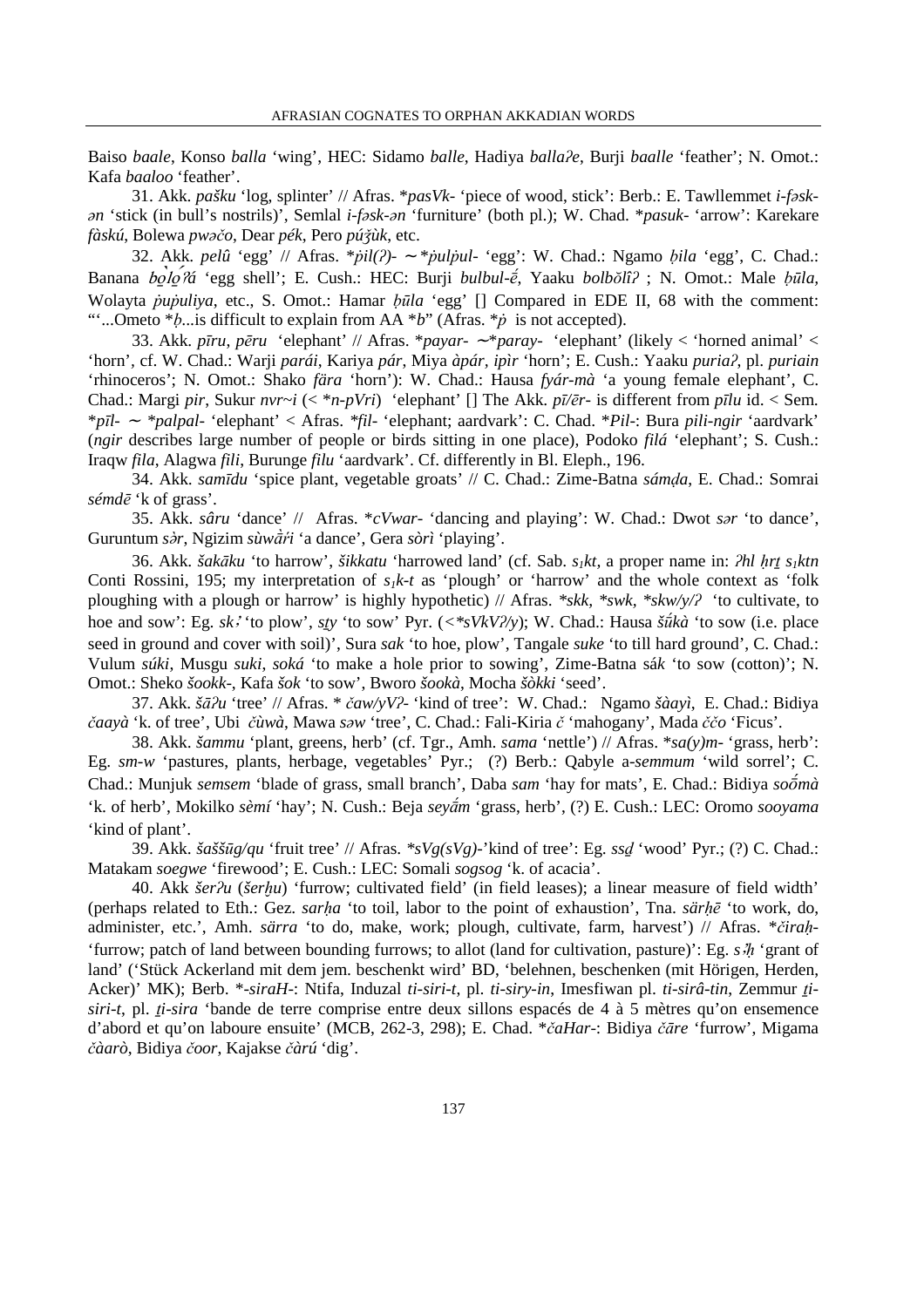Baiso *baale*, Konso *balla* 'wing', HEC: Sidamo *balle*, Hadiya *ballaʔe*, Burji *baalle* 'feather'; N. Omot.: Kafa *baaloo* 'feather'.

31. Akk. *pašku* 'log, splinter' // Afras. *\*pasVk-* 'piece of wood, stick': Berb.: E. Tawllemmet *i-fəsk-ən* 'stick (in bull's nostrils)', Semlal *i-fəsk-ən* 'furniture' (both pl.); W. Chad. *\*pasuk-* 'arrow': Karekare *fàskú*, Bolewa *pwəčo*, Dear *pék*, Pero *púǯùk*, etc.

32. Akk. *pelû* 'egg' // Afras. *\*ṗil(ʔ)-* ∼ *\*ṗulṗul-* 'egg': W. Chad.: Ngamo *ḅila* 'egg', C. Chad.: Banana *ḅò̱ló̱ʔá* 'egg shell'; E. Cush.: HEC: Burji *bulbul-ḗ*, Yaaku *bolbŏlîʔ* ; N. Omot.: Male *ḅūla*, Wolayta *ṗuṗuliya*, etc., S. Omot.: Hamar *ḅūla* 'egg' [] Compared in EDE II, 68 with the comment: "'...Ometo *\*ḅ*...is difficult to explain from AA *\*b*" (Afras. *\*ṗ* is not accepted).

33. Akk. *pīru*, *pēru* 'elephant' // Afras. *\*payar-* ∼*\*paray-* 'elephant' (likely < 'horned animal' < 'horn', cf. W. Chad.: Warji *parái*, Kariya *pár*, Miya *àpár*, *ipìr* 'horn'; E. Cush.: Yaaku *puriaʔ*, pl. *puriain* 'rhinoceros'; N. Omot.: Shako *fära* 'horn'): W. Chad.: Hausa *fyár-mà* 'a young female elephant', C. Chad.: Margi *pir*, Sukur *nvr~i* (< *\*n-pVri*) 'elephant' [] The Akk. *pī/ēr-* is different from *pīlu* id. < Sem. *\*pīl-* ∼ *\*palpal-* 'elephant' < Afras. *\*fil-* 'elephant; aardvark': C. Chad. *\*Pil-*: Bura *pili-ngir* 'aardvark' (*ngir* describes large number of people or birds sitting in one place), Podoko *filá* 'elephant'; S. Cush.: Iraqw *fila*, Alagwa *fili*, Burunge *filu* 'aardvark'. Cf. differently in Bl. Eleph., 196.

34. Akk. *samīdu* 'spice plant, vegetable groats' // C. Chad.: Zime-Batna *sámḍa*, E. Chad.: Somrai *sémdē* 'k of grass'.

35. Akk. *sâru* 'dance' // Afras. *\*cVwar-* 'dancing and playing': W. Chad.: Dwot *sər* 'to dance', Guruntum *sə̀r*, Ngizim *sùwə̀ŕi* 'a dance', Gera *sòrì* 'playing'.

36. Akk. *šakāku* 'to harrow', *šikkatu* 'harrowed land' (cf. Sab. $s_1kt$, a proper name in: *ʔhl ḥrṯ* $s_1ktn$ Conti Rossini, 195; my interpretation of $s_1k$-$t$ as 'plough' or 'harrow' and the whole context as 'folk ploughing with a plough or harrow' is highly hypothetic) // Afras. *\*skk*, *\*swk*, *\*skw/y/ʔ* 'to cultivate, to hoe and sow': Eg. *skꜣ* 'to plow', *sṯy* 'to sow' Pyr. (<*\*sVkVʔ/y*); W. Chad.: Hausa *šū́kà* 'to sow (i.e. place seed in ground and cover with soil)', Sura *sak* 'to hoe, plow', Tangale *suke* 'to till hard ground', C. Chad.: Vulum *súki*, Musgu *suki*, *soká* 'to make a hole prior to sowing', Zime-Batna s*ák* 'to sow (cotton)'; N. Omot.: Sheko *šookk-*, Kafa *šok* 'to sow', Bworo *šookà*, Mocha *šòkki* 'seed'.

37. Akk. *šāʔu* 'tree' // Afras. \* *čaw/yVʔ-* 'kind of tree': W. Chad.: Ngamo *šàayì*, E. Chad.: Bidiya *čaayà* 'k. of tree', Ubi *čùwà*, Mawa *səw* 'tree', C. Chad.: Fali-Kiria *č* 'mahogany', Mada *ččo* 'Ficus'.

38. Akk. *šammu* 'plant, greens, herb' (cf. Tgr., Amh. *sama* 'nettle') // Afras. *\*sa(y)m-* 'grass, herb': Eg. *sm-w* 'pastures, plants, herbage, vegetables' Pyr.; (?) Berb.: Qabyle a-*semmum* 'wild sorrel'; C. Chad.: Munjuk *semsem* 'blade of grass, small branch', Daba *sam* 'hay for mats', E. Chad.: Bidiya *soṓmà* 'k. of herb', Mokilko *sèmí* 'hay'; N. Cush.: Beja *seyā́m* 'grass, herb', (?) E. Cush.: LEC: Oromo *sooyama* 'kind of plant'.

39. Akk. *šaššūg/qu* 'fruit tree' // Afras. *\*sVg(sVg)*-'kind of tree': Eg. *sḏ* 'wood' Pyr.; (?) C. Chad.: Matakam *soegwe* 'firewood'; E. Cush.: LEC: Somali *sogsog* 'k. of acacia'.

40. Akk *šerʔu* (*šerḫu*) 'furrow; cultivated field' (in field leases); a linear measure of field width' (perhaps related to Eth.: Gez. *sarḥa* 'to toil, labor to the point of exhaustion', Tna. *särḥē* 'to work, do, administer, etc.', Amh. *särra* 'to do, make, work; plough, cultivate, farm, harvest') // Afras. *\*čiraḥ-* 'furrow; patch of land between bounding furrows; to allot (land for cultivation, pasture)': Eg. *sꜣḥ* 'grant of land' ('Stück Ackerland mit dem jem. beschenkt wird' BD, 'belehnen, beschenken (mit Hörigen, Herden, Acker)' MK); Berb. *\*-siraH-*: Ntifa, Induzal *ti-siri-t*, pl. *ti-siry-in*, Imesfiwan pl. *ti-sirâ-tin*, Zemmur *ṯi-siri-t*, pl. *ṯi-sira* 'bande de terre comprise entre deux sillons espacés de 4 à 5 mètres qu'on ensemence d'abord et qu'on laboure ensuite' (MCB, 262-3, 298); E. Chad. *\*čaHar-*: Bidiya *čāre* 'furrow', Migama *čàarò*, Bidiya *čoor*, Kajakse *čàrú* 'dig'.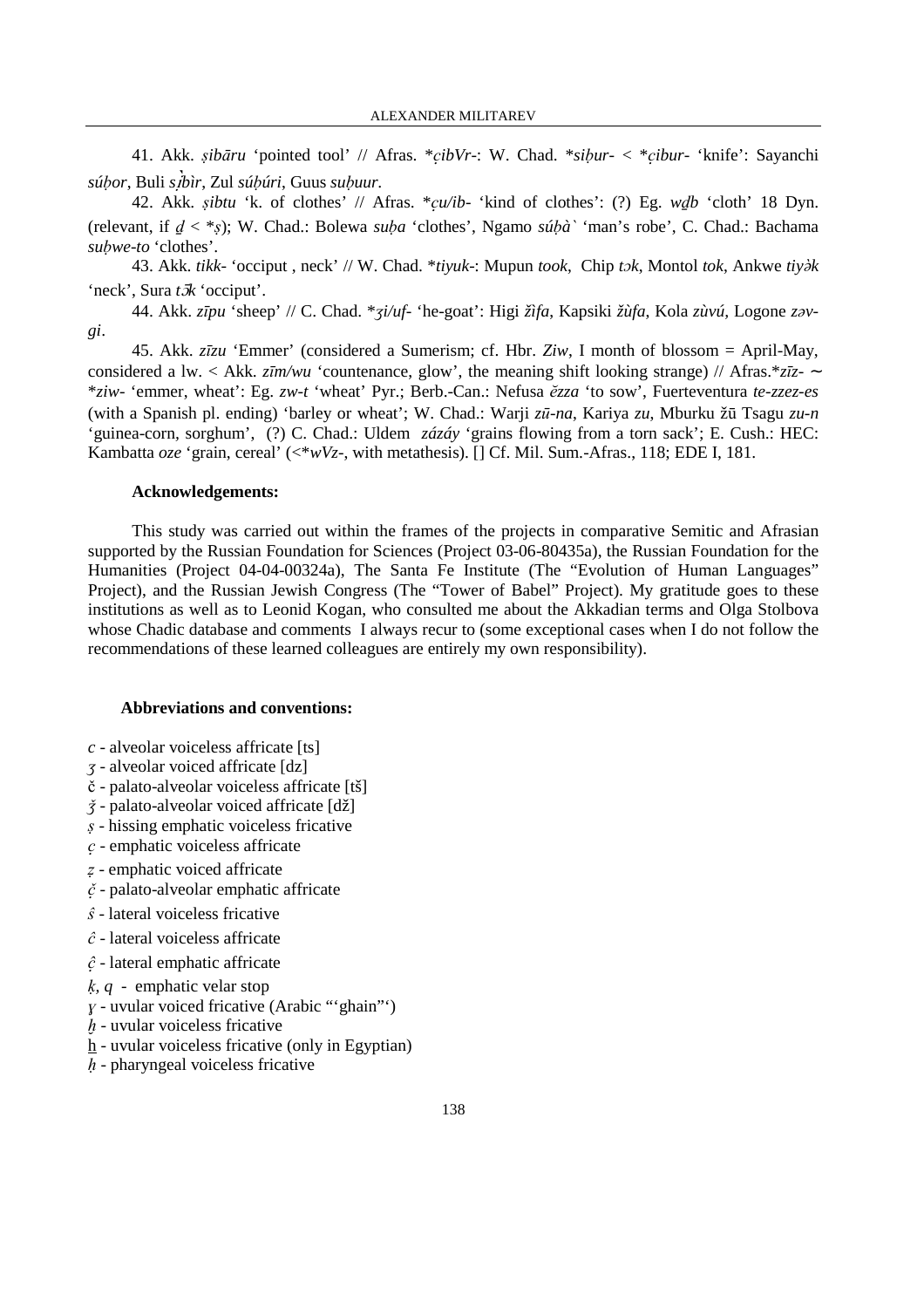41. Akk. *ṣibāru* 'pointed tool' // Afras. \**c̣ibVr*-: W. Chad. \**siḅur*- < \**c̣ibur*- 'knife': Sayanchi *súḅor*, Buli *s̀ị̀bìr*, Zul *súḅúri*, Guus *suḅuur*.

42. Akk. *ṣibtu* 'k. of clothes' // Afras. \**c̣u/ib*- 'kind of clothes': (?) Eg. *wḏb* 'cloth' 18 Dyn. (relevant, if *ḏ* < \**ṣ*); W. Chad.: Bolewa *suḅa* 'clothes', Ngamo *súḅà`* 'man's robe', C. Chad.: Bachama *suḅwe-to* 'clothes'.

43. Akk. *tikk*- 'occiput , neck' // W. Chad. \**tiyuk*-: Mupun *took*, Chip *tɔk*, Montol *tok*, Ankwe *tiyə̀k* 'neck', Sura *tǝ̄k* 'occiput'.

44. Akk. *zīpu* 'sheep' // C. Chad. \**ʒi/uf*- 'he-goat': Higi *ž̀ìfa*, Kapsiki *žùfa*, Kola *zùvú*, Logone *zəv-gi*.

45. Akk. *zīzu* 'Emmer' (considered a Sumerism; cf. Hbr. *Ziw*, I month of blossom = April-May, considered a lw. < Akk. *zīm/wu* 'countenance, glow', the meaning shift looking strange) // Afras.\**zīz*- ~ \**ziw*- 'emmer, wheat': Eg. *zw-t* 'wheat' Pyr.; Berb.-Can.: Nefusa *ĕzza* 'to sow', Fuerteventura *te-zzez-es* (with a Spanish pl. ending) 'barley or wheat'; W. Chad.: Warji *zū-na*, Kariya *zu*, Mburku *žū* Tsagu *zu-n* 'guinea-corn, sorghum', (?) C. Chad.: Uldem *zázáy* 'grains flowing from a torn sack'; E. Cush.: HEC: Kambatta *oze* 'grain, cereal' (<\**wVz*-, with metathesis). [] Cf. Mil. Sum.-Afras., 118; EDE I, 181.

**Acknowledgements:**

This study was carried out within the frames of the projects in comparative Semitic and Afrasian supported by the Russian Foundation for Sciences (Project 03-06-80435a), the Russian Foundation for the Humanities (Project 04-04-00324a), The Santa Fe Institute (The "Evolution of Human Languages" Project), and the Russian Jewish Congress (The "Tower of Babel" Project). My gratitude goes to these institutions as well as to Leonid Kogan, who consulted me about the Akkadian terms and Olga Stolbova whose Chadic database and comments I always recur to (some exceptional cases when I do not follow the recommendations of these learned colleagues are entirely my own responsibility).

**Abbreviations and conventions:**

*c* - alveolar voiceless affricate [ts]
*ʒ* - alveolar voiced affricate [dz]
č - palato-alveolar voiceless affricate [tš]
*ǯ* - palato-alveolar voiced affricate [dž]
*ṣ* - hissing emphatic voiceless fricative
*c̣* - emphatic voiceless affricate
*ẓ* - emphatic voiced affricate
*č̣* - palato-alveolar emphatic affricate
*ŝ* - lateral voiceless fricative
*ĉ* - lateral voiceless affricate
*ĉ̣* - lateral emphatic affricate
*ḳ*, *q* - emphatic velar stop
*ɣ* - uvular voiced fricative (Arabic "'ghain"')
*ḫ* - uvular voiceless fricative
h̲ - uvular voiceless fricative (only in Egyptian)
*ḥ* - pharyngeal voiceless fricative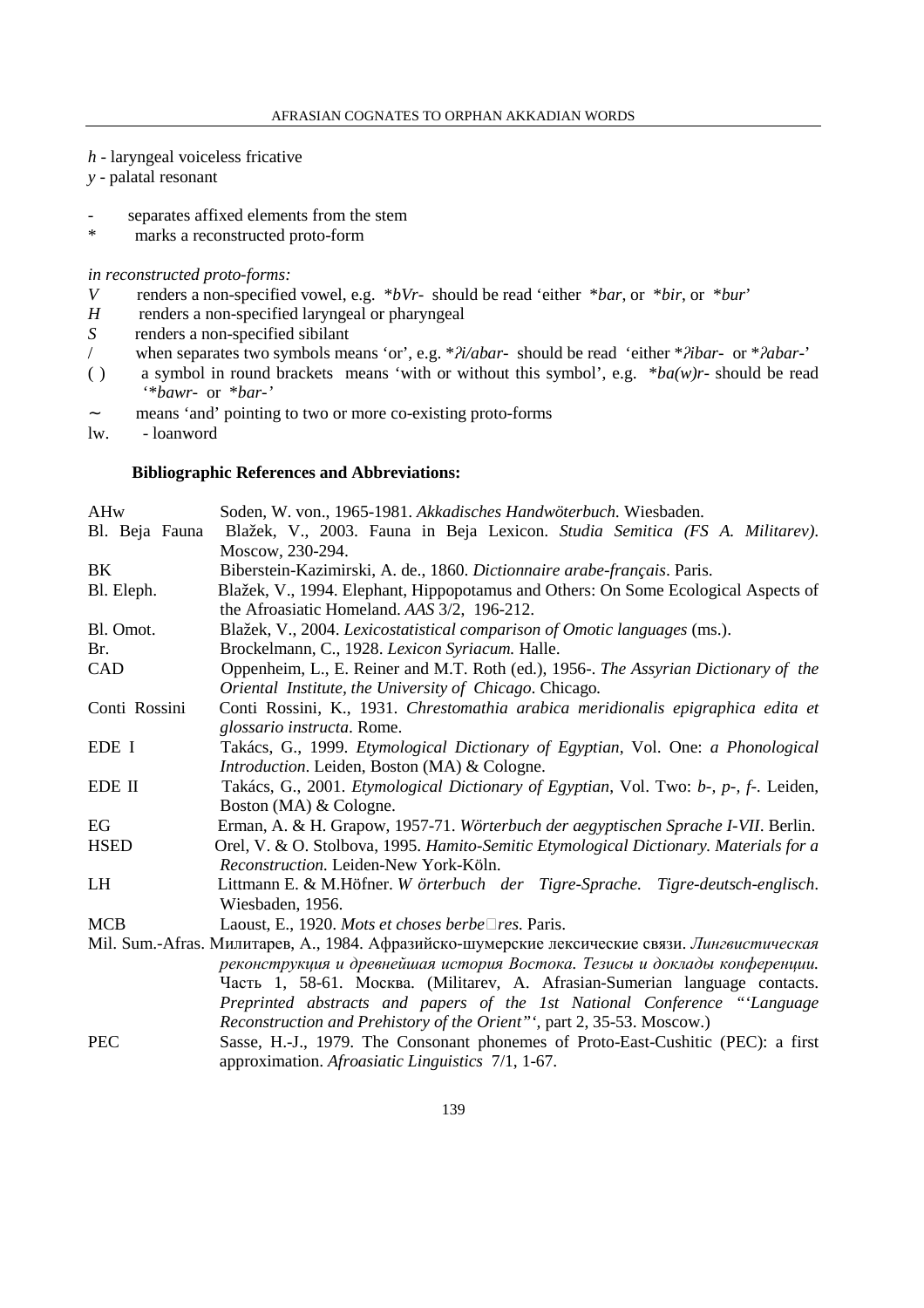*h* - laryngeal voiceless fricative
*y* - palatal resonant

- separates affixed elements from the stem
\* marks a reconstructed proto-form

*in reconstructed proto-forms:*

*V* renders a non-specified vowel, e.g. *\*bVr-* should be read 'either *\*bar*, or *\*bir*, or *\*bur*'
*H* renders a non-specified laryngeal or pharyngeal
*S* renders a non-specified sibilant
/ when separates two symbols means 'or', e.g. *\*ʔi/abar-* should be read 'either *\*ʔibar-* or *\*ʔabar-*'
( ) a symbol in round brackets means 'with or without this symbol', e.g. *\*ba(w)r-* should be read '*\*bawr-* or *\*bar-*'
∼ means 'and' pointing to two or more co-existing proto-forms
lw. - loanword

**Bibliographic References and Abbreviations:**

AHw — Soden, W. von., 1965-1981. *Akkadisches Handwöterbuch*. Wiesbaden.

Bl. Beja Fauna — Blažek, V., 2003. Fauna in Beja Lexicon. *Studia Semitica (FS A. Militarev)*. Moscow, 230-294.

BK — Biberstein-Kazimirski, A. de., 1860. *Dictionnaire arabe-français*. Paris.

Bl. Eleph. — Blažek, V., 1994. Elephant, Hippopotamus and Others: On Some Ecological Aspects of the Afroasiatic Homeland. *AAS* 3/2, 196-212.

Bl. Omot. — Blažek, V., 2004. *Lexicostatistical comparison of Omotic languages* (ms.).

Br. — Brockelmann, C., 1928. *Lexicon Syriacum.* Halle.

CAD — Oppenheim, L., E. Reiner and M.T. Roth (ed.), 1956-. *The Assyrian Dictionary of the Oriental Institute, the University of Chicago*. Chicago.

Conti Rossini — Conti Rossini, K., 1931. *Chrestomathia arabica meridionalis epigraphica edita et glossario instructa*. Rome.

EDE I — Takács, G., 1999. *Etymological Dictionary of Egyptian*, Vol. One: *a Phonological Introduction*. Leiden, Boston (MA) & Cologne.

EDE II — Takács, G., 2001. *Etymological Dictionary of Egyptian*, Vol. Two: *b-, p-, f-*. Leiden, Boston (MA) & Cologne.

EG — Erman, A. & H. Grapow, 1957-71. *Wörterbuch der aegyptischen Sprache I-VII*. Berlin.

HSED — Orel, V. & O. Stolbova, 1995. *Hamito-Semitic Etymological Dictionary. Materials for a Reconstruction*. Leiden-New York-Köln.

LH — Littmann E. & M.Höfner. *W örterbuch der Tigre-Sprache. Tigre-deutsch-englisch*. Wiesbaden, 1956.

MCB — Laoust, E., 1920. *Mots et choses berbe□res*. Paris.

Mil. Sum.-Afras. — Милитарев, А., 1984. Афразийско-шумерские лексические связи. *Лингвистическая реконструкция и древнейшая история Востока. Тезисы и доклады конференции.* Часть 1, 58-61. Москва. (Militarev, A. Afrasian-Sumerian language contacts. *Preprinted abstracts and papers of the 1st National Conference "'Language Reconstruction and Prehistory of the Orient"'*, part 2, 35-53. Moscow.)

PEC — Sasse, H.-J., 1979. The Consonant phonemes of Proto-East-Cushitic (PEC): a first approximation. *Afroasiatic Linguistics* 7/1, 1-67.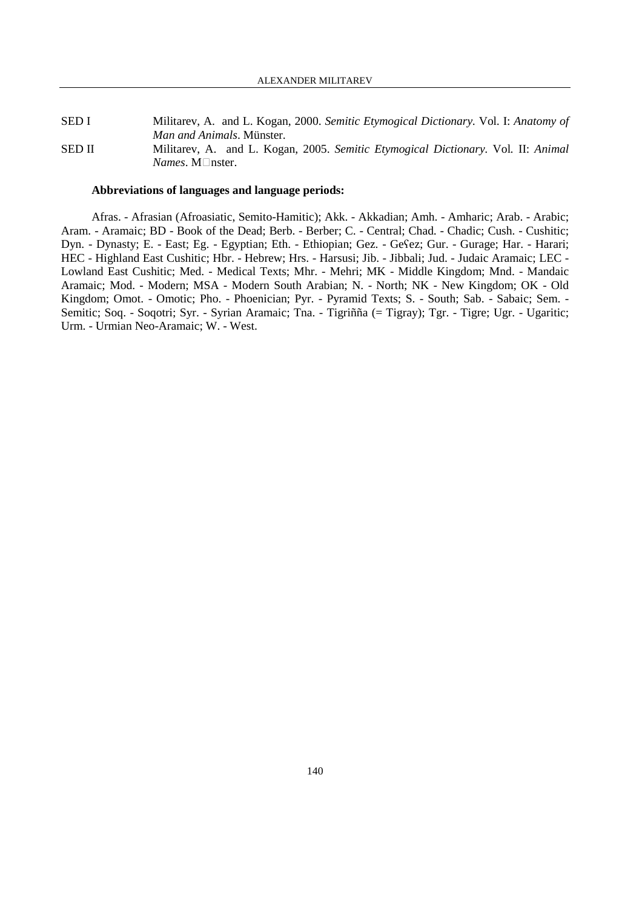SED I — Militarev, A. and L. Kogan, 2000. *Semitic Etymogical Dictionary.* Vol. I: *Anatomy of Man and Animals*. Münster.

SED II — Militarev, A. and L. Kogan, 2005. *Semitic Etymogical Dictionary.* Vol. II: *Animal Names*. M□nster.

**Abbreviations of languages and language periods:**

Afras. - Afrasian (Afroasiatic, Semito-Hamitic); Akk. - Akkadian; Amh. - Amharic; Arab. - Arabic; Aram. - Aramaic; BD - Book of the Dead; Berb. - Berber; C. - Central; Chad. - Chadic; Cush. - Cushitic; Dyn. - Dynasty; E. - East; Eg. - Egyptian; Eth. - Ethiopian; Gez. - Geʕez; Gur. - Gurage; Har. - Harari; HEC - Highland East Cushitic; Hbr. - Hebrew; Hrs. - Harsusi; Jib. - Jibbali; Jud. - Judaic Aramaic; LEC - Lowland East Cushitic; Med. - Medical Texts; Mhr. - Mehri; MK - Middle Kingdom; Mnd. - Mandaic Aramaic; Mod. - Modern; MSA - Modern South Arabian; N. - North; NK - New Kingdom; OK - Old Kingdom; Omot. - Omotic; Pho. - Phoenician; Pyr. - Pyramid Texts; S. - South; Sab. - Sabaic; Sem. - Semitic; Soq. - Soqotri; Syr. - Syrian Aramaic; Tna. - Tigriñña (= Tigray); Tgr. - Tigre; Ugr. - Ugaritic; Urm. - Urmian Neo-Aramaic; W. - West.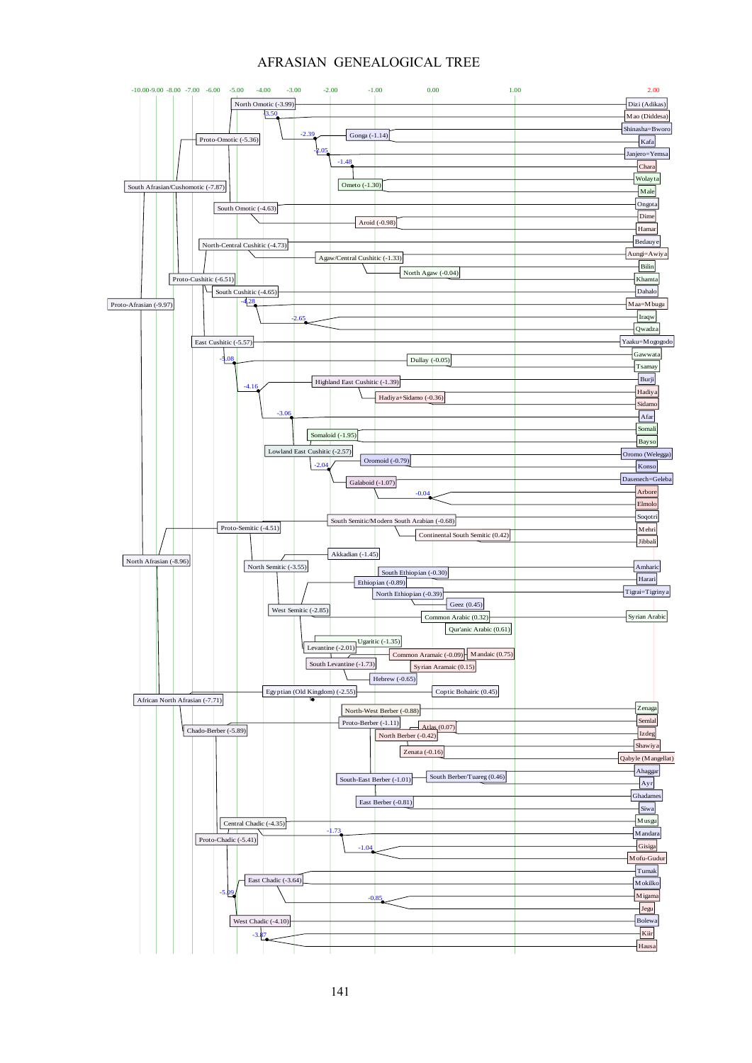AFRASIAN GENEALOGICAL TREE

-10.00 -9.00 -8.00 -7.00 -6.00 -5.00 -4.00 -3.00 -2.00 -1.00 0.00 1.00 2.00

North Omotic (-3.99)
-3.50
-2.39
Gonga (-1.14)
-2.05
-1.48
Ometo (-1.30)
Proto-Omotic (-5.36)
South Afrasian/Cushomotic (-7.87)
South Omotic (-4.63)
Aroid (-0.98)
North-Central Cushitic (-4.73)
Agaw/Central Cushitic (-1.33)
North Agaw (-0.04)
Proto-Cushitic (-6.51)
South Cushitic (-4.65)
-4.28
-2.65
Proto-Afrasian (-9.97)
East Cushitic (-5.57)
-5.08
Dullay (-0.05)
-4.16
Highland East Cushitic (-1.39)
Hadiya+Sidamo (-0.36)
-3.06
Somaloid (-1.95)
Lowland East Cushitic (-2.57)
Oromoid (-0.79)
-2.04
Galaboid (-1.07)
-0.04
South Semitic/Modern South Arabian (-0.68)
Proto-Semitic (-4.51)
Continental South Semitic (0.42)
Akkadian (-1.45)
North Afrasian (-8.96)
North Semitic (-3.55)
South Ethiopian (-0.30)
Ethiopian (-0.89)
North Ethiopian (-0.39)
Geez (0.45)
West Semitic (-2.85)
Common Arabic (0.32)
Qur'anic Arabic (0.61)
Ugaritic (-1.35)
Levantine (-2.01)
Common Aramaic (-0.09)
Mandaic (0.75)
South Levantine (-1.73)
Syrian Aramaic (0.15)
Hebrew (-0.65)
Egyptian (Old Kingdom) (-2.55)
Coptic Bohairic (0.45)
African North Afrasian (-7.71)
North-West Berber (-0.88)
Proto-Berber (-1.11)
Atlas (0.07)
Chado-Berber (-5.89)
North Berber (-0.42)
Zenata (-0.16)
South-East Berber (-1.01)
South Berber/Tuareg (0.46)
East Berber (-0.81)
Central Chadic (-4.35)
-1.73
Proto-Chadic (-5.41)
-1.04
East Chadic (-3.64)
-5.09
-0.85
West Chadic (-4.10)
-3.87

Dizi (Adikas)
Mao (Diddesa)
Shinasha=Bworo
Kafa
Janjero=Yemsa
Chara
Wolayta
Male
Ongota
Dime
Hamar
Bedauye
Aungi=Awiya
Bilin
Khamta
Dahalo
Maa=Mbugu
Iraqw
Qwadza
Yaaku=Mogogodo
Gawwata
Tsamay
Burji
Hadiya
Sidamo
Afar
Somali
Bayso
Oromo (Welegga)
Konso
Dasenech=Geleba
Arbore
Elmolo
Soqotri
Mehri
Jibbali
Amharic
Harari
Tigrai=Tigrinya
Syrian Arabic
Zenaga
Semlal
Izdeg
Shawiya
Qabyle (Mangellat)
Ahaggar
Ayr
Ghadames
Siwa
Musgu
Mandara
Gisiga
Mofu-Gudur
Tumak
Mokilko
Migama
Jegu
Bolewa
Kiir
Hausa